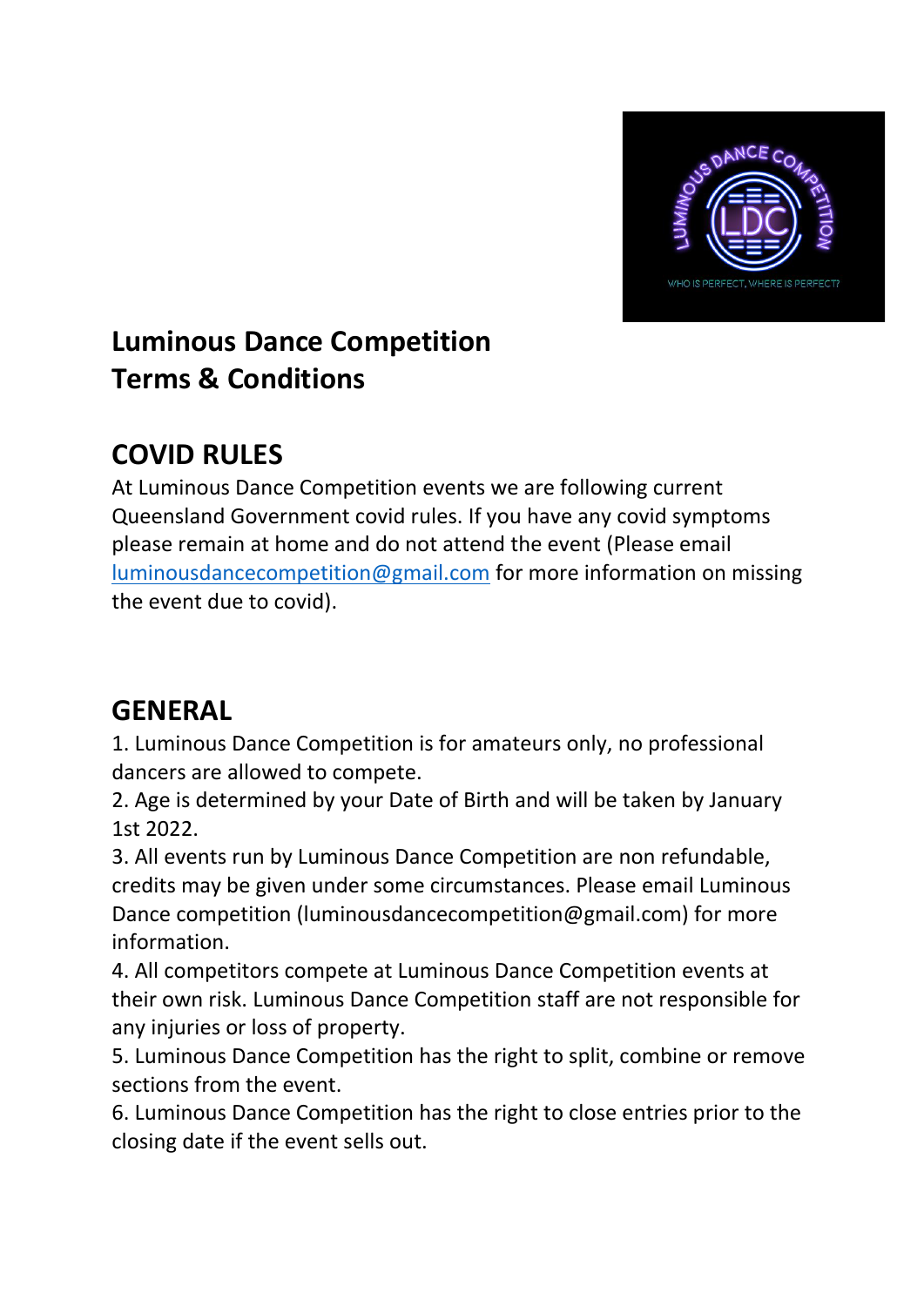# Luminous Dance Competition
# Terms & Conditions

## COVID RULES

At Luminous Dance Competition events we are following current Queensland Government covid rules. If you have any covid symptoms please remain at home and do not attend the event (Please email luminousdancecompetition@gmail.com for more information on missing the event due to covid).

## GENERAL

1. Luminous Dance Competition is for amateurs only, no professional dancers are allowed to compete.
2. Age is determined by your Date of Birth and will be taken by January 1st 2022.
3. All events run by Luminous Dance Competition are non refundable, credits may be given under some circumstances. Please email Luminous Dance competition (luminousdancecompetition@gmail.com) for more information.
4. All competitors compete at Luminous Dance Competition events at their own risk. Luminous Dance Competition staff are not responsible for any injuries or loss of property.
5. Luminous Dance Competition has the right to split, combine or remove sections from the event.
6. Luminous Dance Competition has the right to close entries prior to the closing date if the event sells out.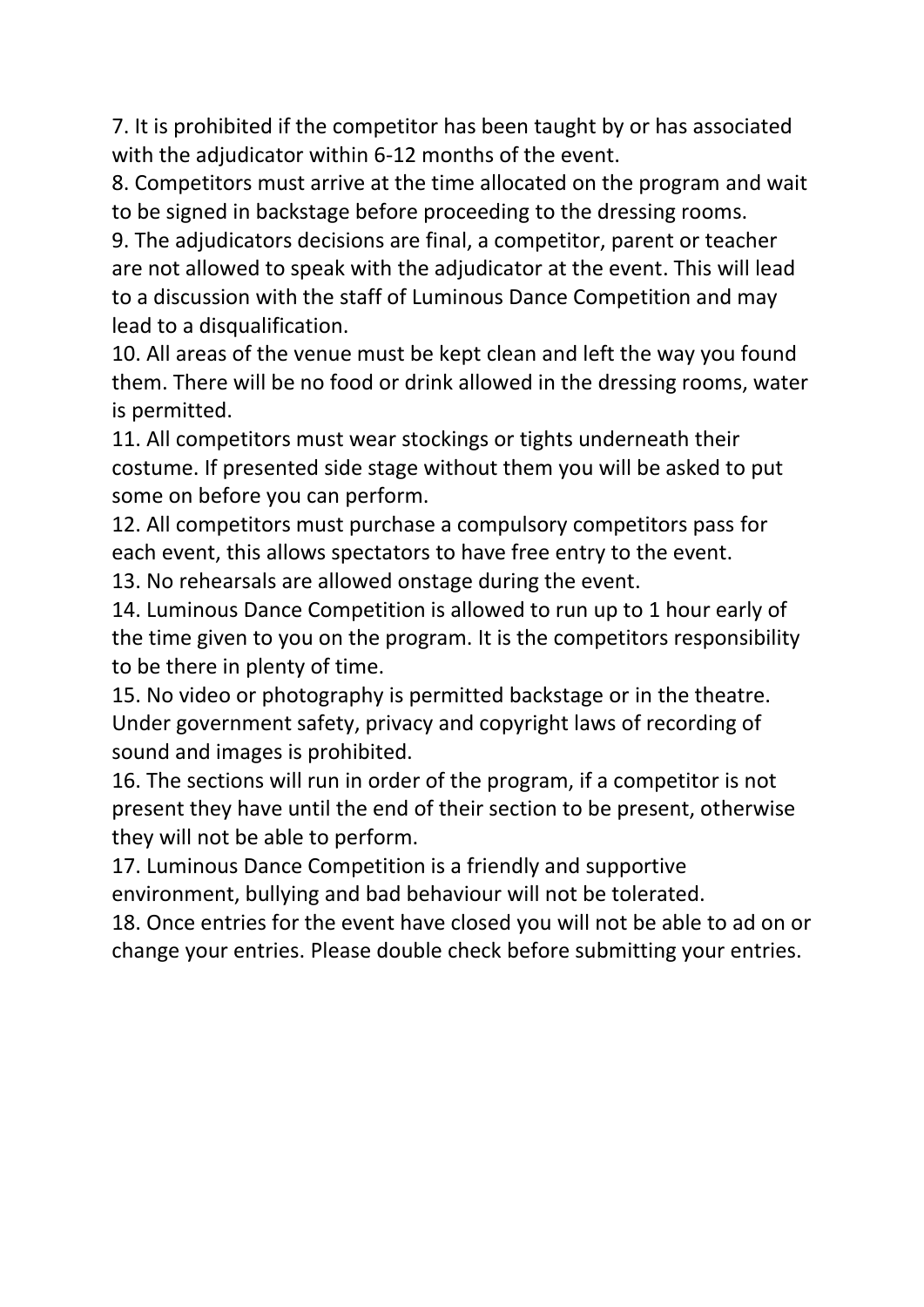7. It is prohibited if the competitor has been taught by or has associated with the adjudicator within 6-12 months of the event.
8. Competitors must arrive at the time allocated on the program and wait to be signed in backstage before proceeding to the dressing rooms.
9. The adjudicators decisions are final, a competitor, parent or teacher are not allowed to speak with the adjudicator at the event. This will lead to a discussion with the staff of Luminous Dance Competition and may lead to a disqualification.
10. All areas of the venue must be kept clean and left the way you found them. There will be no food or drink allowed in the dressing rooms, water is permitted.
11. All competitors must wear stockings or tights underneath their costume. If presented side stage without them you will be asked to put some on before you can perform.
12. All competitors must purchase a compulsory competitors pass for each event, this allows spectators to have free entry to the event.
13. No rehearsals are allowed onstage during the event.
14. Luminous Dance Competition is allowed to run up to 1 hour early of the time given to you on the program. It is the competitors responsibility to be there in plenty of time.
15. No video or photography is permitted backstage or in the theatre. Under government safety, privacy and copyright laws of recording of sound and images is prohibited.
16. The sections will run in order of the program, if a competitor is not present they have until the end of their section to be present, otherwise they will not be able to perform.
17. Luminous Dance Competition is a friendly and supportive environment, bullying and bad behaviour will not be tolerated.
18. Once entries for the event have closed you will not be able to ad on or change your entries. Please double check before submitting your entries.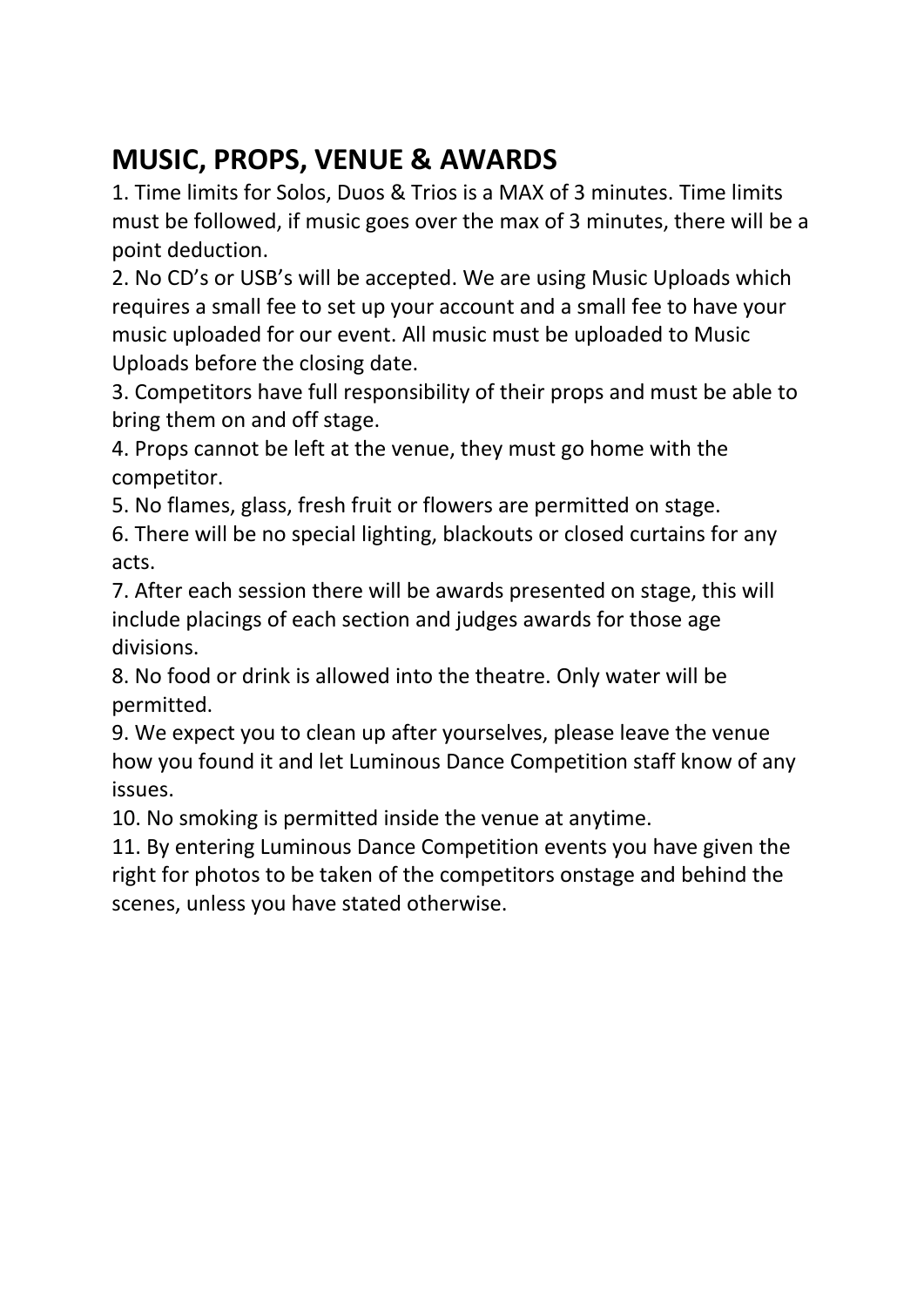## MUSIC, PROPS, VENUE & AWARDS

1. Time limits for Solos, Duos & Trios is a MAX of 3 minutes. Time limits must be followed, if music goes over the max of 3 minutes, there will be a point deduction.
2. No CD's or USB's will be accepted. We are using Music Uploads which requires a small fee to set up your account and a small fee to have your music uploaded for our event. All music must be uploaded to Music Uploads before the closing date.
3. Competitors have full responsibility of their props and must be able to bring them on and off stage.
4. Props cannot be left at the venue, they must go home with the competitor.
5. No flames, glass, fresh fruit or flowers are permitted on stage.
6. There will be no special lighting, blackouts or closed curtains for any acts.
7. After each session there will be awards presented on stage, this will include placings of each section and judges awards for those age divisions.
8. No food or drink is allowed into the theatre. Only water will be permitted.
9. We expect you to clean up after yourselves, please leave the venue how you found it and let Luminous Dance Competition staff know of any issues.
10. No smoking is permitted inside the venue at anytime.
11. By entering Luminous Dance Competition events you have given the right for photos to be taken of the competitors onstage and behind the scenes, unless you have stated otherwise.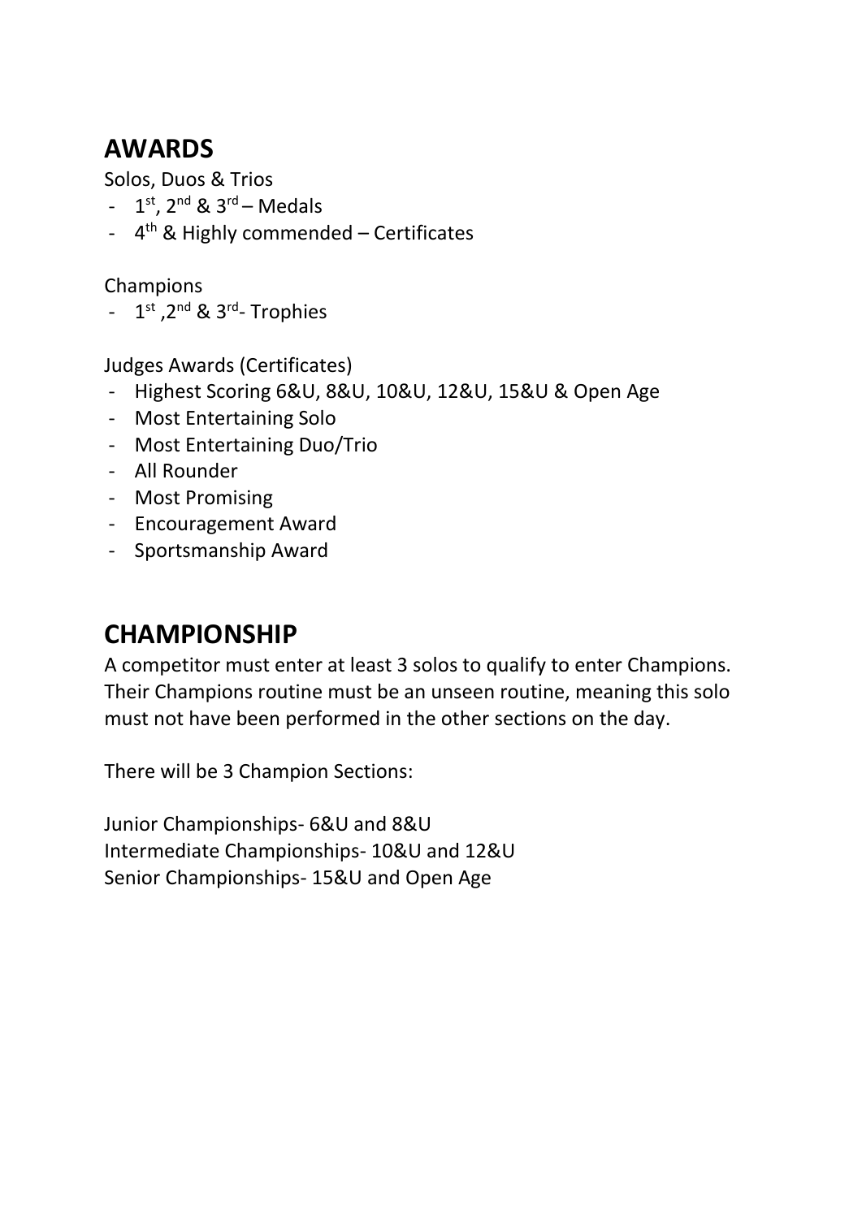## AWARDS

Solos, Duos & Trios

- 1st, 2nd & 3rd – Medals
- 4th & Highly commended – Certificates

Champions

- 1st ,2nd & 3rd- Trophies

Judges Awards (Certificates)

- Highest Scoring 6&U, 8&U, 10&U, 12&U, 15&U & Open Age
- Most Entertaining Solo
- Most Entertaining Duo/Trio
- All Rounder
- Most Promising
- Encouragement Award
- Sportsmanship Award

## CHAMPIONSHIP

A competitor must enter at least 3 solos to qualify to enter Champions. Their Champions routine must be an unseen routine, meaning this solo must not have been performed in the other sections on the day.

There will be 3 Champion Sections:

Junior Championships- 6&U and 8&U
Intermediate Championships- 10&U and 12&U
Senior Championships- 15&U and Open Age